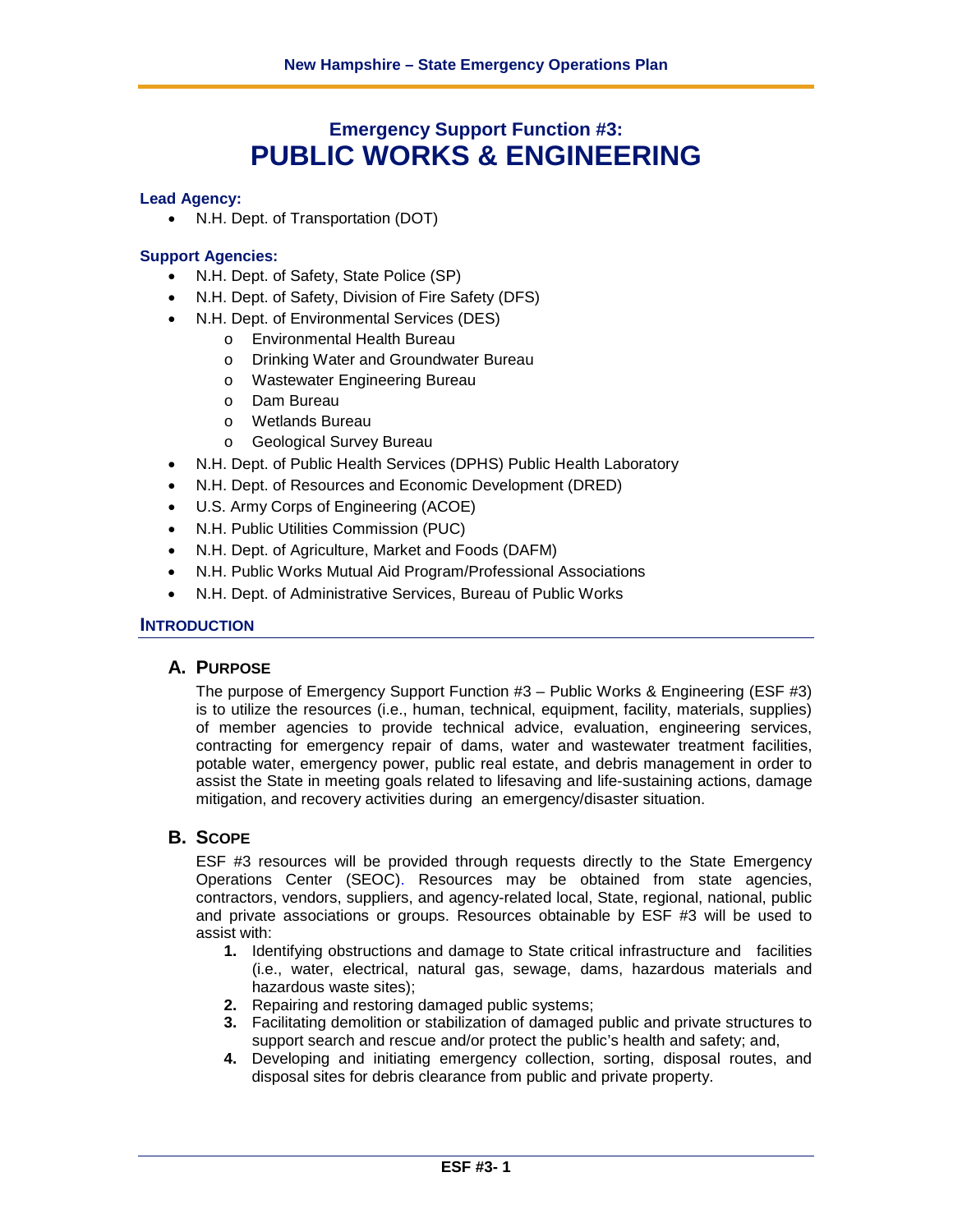# Emergency Support Function #3:
# PUBLIC WORKS & ENGINEERING

**Lead Agency:**

- N.H. Dept. of Transportation (DOT)

**Support Agencies:**

- N.H. Dept. of Safety, State Police (SP)
- N.H. Dept. of Safety, Division of Fire Safety (DFS)
- N.H. Dept. of Environmental Services (DES)
  - Environmental Health Bureau
  - Drinking Water and Groundwater Bureau
  - Wastewater Engineering Bureau
  - Dam Bureau
  - Wetlands Bureau
  - Geological Survey Bureau
- N.H. Dept. of Public Health Services (DPHS) Public Health Laboratory
- N.H. Dept. of Resources and Economic Development (DRED)
- U.S. Army Corps of Engineering (ACOE)
- N.H. Public Utilities Commission (PUC)
- N.H. Dept. of Agriculture, Market and Foods (DAFM)
- N.H. Public Works Mutual Aid Program/Professional Associations
- N.H. Dept. of Administrative Services, Bureau of Public Works

## INTRODUCTION

### A. PURPOSE

The purpose of Emergency Support Function #3 – Public Works & Engineering (ESF #3) is to utilize the resources (i.e., human, technical, equipment, facility, materials, supplies) of member agencies to provide technical advice, evaluation, engineering services, contracting for emergency repair of dams, water and wastewater treatment facilities, potable water, emergency power, public real estate, and debris management in order to assist the State in meeting goals related to lifesaving and life-sustaining actions, damage mitigation, and recovery activities during an emergency/disaster situation.

### B. SCOPE

ESF #3 resources will be provided through requests directly to the State Emergency Operations Center (SEOC). Resources may be obtained from state agencies, contractors, vendors, suppliers, and agency-related local, State, regional, national, public and private associations or groups. Resources obtainable by ESF #3 will be used to assist with:

1. Identifying obstructions and damage to State critical infrastructure and facilities (i.e., water, electrical, natural gas, sewage, dams, hazardous materials and hazardous waste sites);
2. Repairing and restoring damaged public systems;
3. Facilitating demolition or stabilization of damaged public and private structures to support search and rescue and/or protect the public's health and safety; and,
4. Developing and initiating emergency collection, sorting, disposal routes, and disposal sites for debris clearance from public and private property.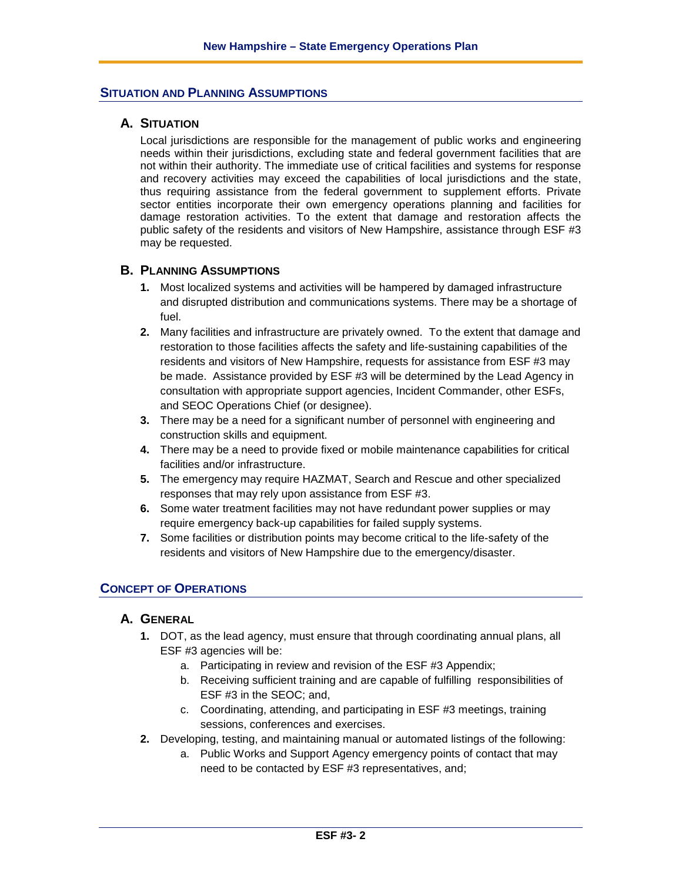## Situation and Planning Assumptions

### A. Situation

Local jurisdictions are responsible for the management of public works and engineering needs within their jurisdictions, excluding state and federal government facilities that are not within their authority. The immediate use of critical facilities and systems for response and recovery activities may exceed the capabilities of local jurisdictions and the state, thus requiring assistance from the federal government to supplement efforts. Private sector entities incorporate their own emergency operations planning and facilities for damage restoration activities. To the extent that damage and restoration affects the public safety of the residents and visitors of New Hampshire, assistance through ESF #3 may be requested.

### B. Planning Assumptions

1. Most localized systems and activities will be hampered by damaged infrastructure and disrupted distribution and communications systems. There may be a shortage of fuel.
2. Many facilities and infrastructure are privately owned. To the extent that damage and restoration to those facilities affects the safety and life-sustaining capabilities of the residents and visitors of New Hampshire, requests for assistance from ESF #3 may be made. Assistance provided by ESF #3 will be determined by the Lead Agency in consultation with appropriate support agencies, Incident Commander, other ESFs, and SEOC Operations Chief (or designee).
3. There may be a need for a significant number of personnel with engineering and construction skills and equipment.
4. There may be a need to provide fixed or mobile maintenance capabilities for critical facilities and/or infrastructure.
5. The emergency may require HAZMAT, Search and Rescue and other specialized responses that may rely upon assistance from ESF #3.
6. Some water treatment facilities may not have redundant power supplies or may require emergency back-up capabilities for failed supply systems.
7. Some facilities or distribution points may become critical to the life-safety of the residents and visitors of New Hampshire due to the emergency/disaster.

## Concept of Operations

### A. General

1. DOT, as the lead agency, must ensure that through coordinating annual plans, all ESF #3 agencies will be:
   a. Participating in review and revision of the ESF #3 Appendix;
   b. Receiving sufficient training and are capable of fulfilling responsibilities of ESF #3 in the SEOC; and,
   c. Coordinating, attending, and participating in ESF #3 meetings, training sessions, conferences and exercises.
2. Developing, testing, and maintaining manual or automated listings of the following:
   a. Public Works and Support Agency emergency points of contact that may need to be contacted by ESF #3 representatives, and;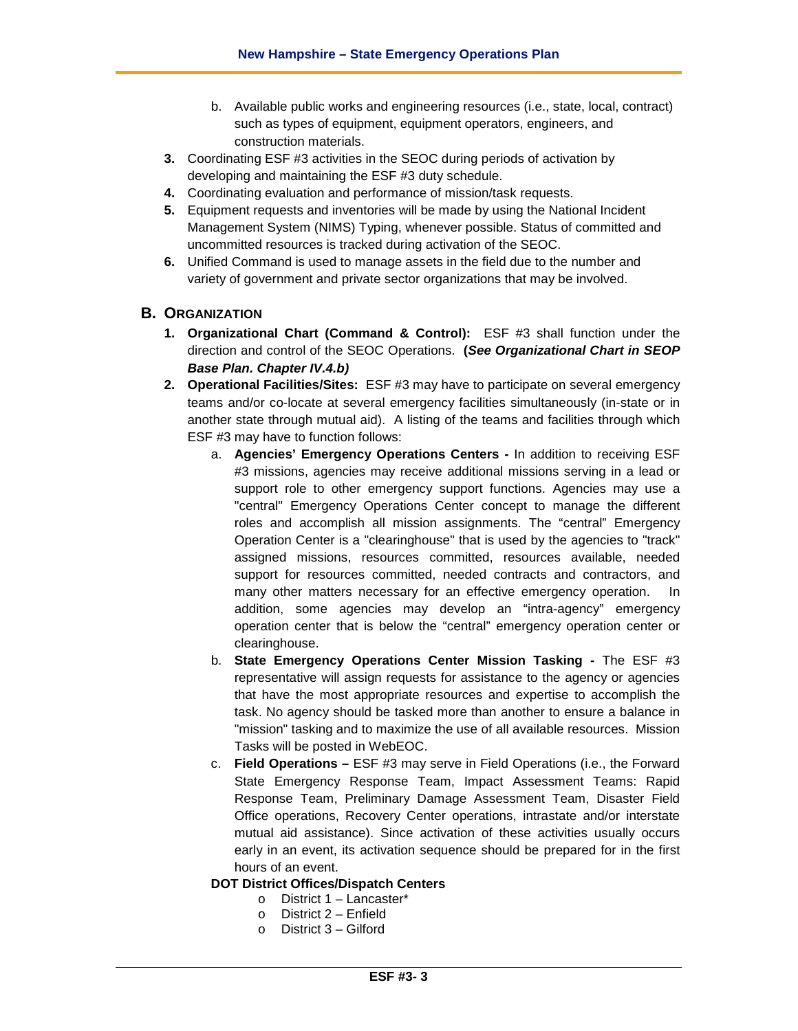b. Available public works and engineering resources (i.e., state, local, contract) such as types of equipment, equipment operators, engineers, and construction materials.

3. Coordinating ESF #3 activities in the SEOC during periods of activation by developing and maintaining the ESF #3 duty schedule.
4. Coordinating evaluation and performance of mission/task requests.
5. Equipment requests and inventories will be made by using the National Incident Management System (NIMS) Typing, whenever possible. Status of committed and uncommitted resources is tracked during activation of the SEOC.
6. Unified Command is used to manage assets in the field due to the number and variety of government and private sector organizations that may be involved.

## B. ORGANIZATION

1. **Organizational Chart (Command & Control):** ESF #3 shall function under the direction and control of the SEOC Operations. **(*See Organizational Chart in SEOP Base Plan. Chapter IV.4.b)***
2. **Operational Facilities/Sites:** ESF #3 may have to participate on several emergency teams and/or co-locate at several emergency facilities simultaneously (in-state or in another state through mutual aid). A listing of the teams and facilities through which ESF #3 may have to function follows:
   a. **Agencies' Emergency Operations Centers -** In addition to receiving ESF #3 missions, agencies may receive additional missions serving in a lead or support role to other emergency support functions. Agencies may use a "central" Emergency Operations Center concept to manage the different roles and accomplish all mission assignments. The "central" Emergency Operation Center is a "clearinghouse" that is used by the agencies to "track" assigned missions, resources committed, resources available, needed support for resources committed, needed contracts and contractors, and many other matters necessary for an effective emergency operation. In addition, some agencies may develop an "intra-agency" emergency operation center that is below the "central" emergency operation center or clearinghouse.
   b. **State Emergency Operations Center Mission Tasking -** The ESF #3 representative will assign requests for assistance to the agency or agencies that have the most appropriate resources and expertise to accomplish the task. No agency should be tasked more than another to ensure a balance in "mission" tasking and to maximize the use of all available resources. Mission Tasks will be posted in WebEOC.
   c. **Field Operations –** ESF #3 may serve in Field Operations (i.e., the Forward State Emergency Response Team, Impact Assessment Teams: Rapid Response Team, Preliminary Damage Assessment Team, Disaster Field Office operations, Recovery Center operations, intrastate and/or interstate mutual aid assistance). Since activation of these activities usually occurs early in an event, its activation sequence should be prepared for in the first hours of an event.

   **DOT District Offices/Dispatch Centers**
   - District 1 – Lancaster*
   - District 2 – Enfield
   - District 3 – Gilford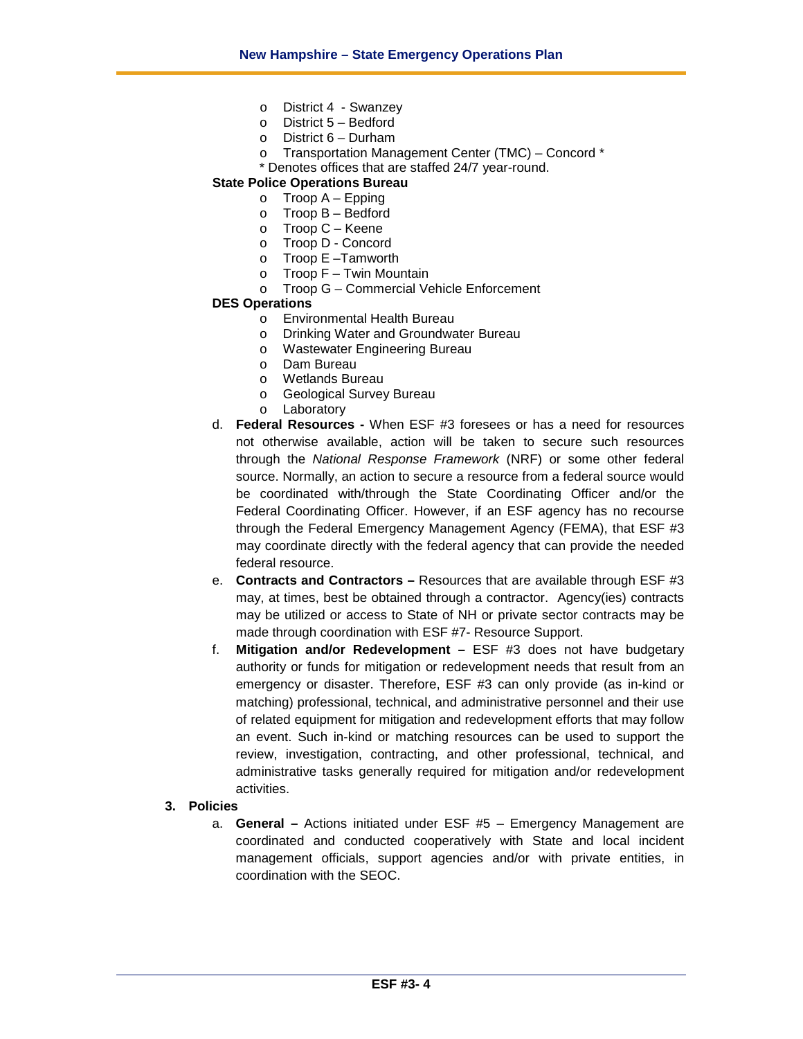- District 4 - Swanzey
- District 5 – Bedford
- District 6 – Durham
- Transportation Management Center (TMC) – Concord *

\* Denotes offices that are staffed 24/7 year-round.

**State Police Operations Bureau**

- Troop A – Epping
- Troop B – Bedford
- Troop C – Keene
- Troop D - Concord
- Troop E –Tamworth
- Troop F – Twin Mountain
- Troop G – Commercial Vehicle Enforcement

**DES Operations**

- Environmental Health Bureau
- Drinking Water and Groundwater Bureau
- Wastewater Engineering Bureau
- Dam Bureau
- Wetlands Bureau
- Geological Survey Bureau
- Laboratory

d. **Federal Resources -** When ESF #3 foresees or has a need for resources not otherwise available, action will be taken to secure such resources through the *National Response Framework* (NRF) or some other federal source. Normally, an action to secure a resource from a federal source would be coordinated with/through the State Coordinating Officer and/or the Federal Coordinating Officer. However, if an ESF agency has no recourse through the Federal Emergency Management Agency (FEMA), that ESF #3 may coordinate directly with the federal agency that can provide the needed federal resource.

e. **Contracts and Contractors –** Resources that are available through ESF #3 may, at times, best be obtained through a contractor. Agency(ies) contracts may be utilized or access to State of NH or private sector contracts may be made through coordination with ESF #7- Resource Support.

f. **Mitigation and/or Redevelopment –** ESF #3 does not have budgetary authority or funds for mitigation or redevelopment needs that result from an emergency or disaster. Therefore, ESF #3 can only provide (as in-kind or matching) professional, technical, and administrative personnel and their use of related equipment for mitigation and redevelopment efforts that may follow an event. Such in-kind or matching resources can be used to support the review, investigation, contracting, and other professional, technical, and administrative tasks generally required for mitigation and/or redevelopment activities.

**3. Policies**

a. **General –** Actions initiated under ESF #5 – Emergency Management are coordinated and conducted cooperatively with State and local incident management officials, support agencies and/or with private entities, in coordination with the SEOC.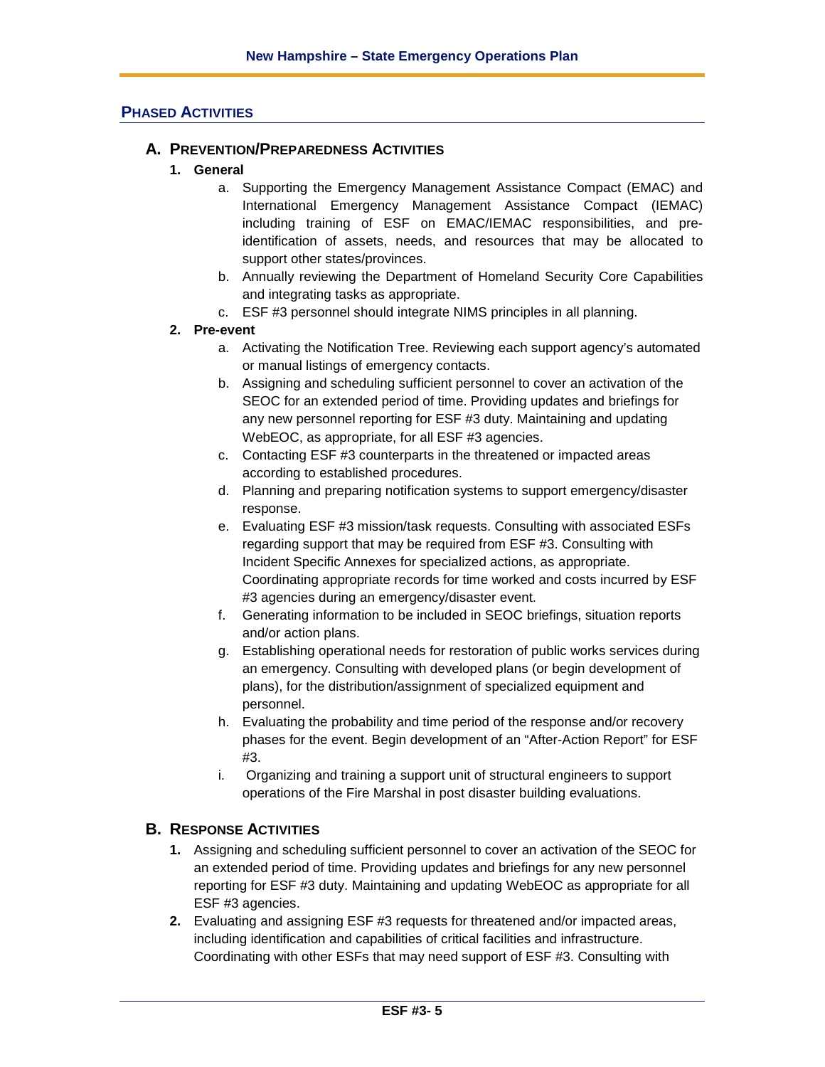## Phased Activities

### A. Prevention/Preparedness Activities

**1. General**

a. Supporting the Emergency Management Assistance Compact (EMAC) and International Emergency Management Assistance Compact (IEMAC) including training of ESF on EMAC/IEMAC responsibilities, and pre-identification of assets, needs, and resources that may be allocated to support other states/provinces.

b. Annually reviewing the Department of Homeland Security Core Capabilities and integrating tasks as appropriate.

c. ESF #3 personnel should integrate NIMS principles in all planning.

**2. Pre-event**

a. Activating the Notification Tree. Reviewing each support agency's automated or manual listings of emergency contacts.

b. Assigning and scheduling sufficient personnel to cover an activation of the SEOC for an extended period of time. Providing updates and briefings for any new personnel reporting for ESF #3 duty. Maintaining and updating WebEOC, as appropriate, for all ESF #3 agencies.

c. Contacting ESF #3 counterparts in the threatened or impacted areas according to established procedures.

d. Planning and preparing notification systems to support emergency/disaster response.

e. Evaluating ESF #3 mission/task requests. Consulting with associated ESFs regarding support that may be required from ESF #3. Consulting with Incident Specific Annexes for specialized actions, as appropriate. Coordinating appropriate records for time worked and costs incurred by ESF #3 agencies during an emergency/disaster event.

f. Generating information to be included in SEOC briefings, situation reports and/or action plans.

g. Establishing operational needs for restoration of public works services during an emergency. Consulting with developed plans (or begin development of plans), for the distribution/assignment of specialized equipment and personnel.

h. Evaluating the probability and time period of the response and/or recovery phases for the event. Begin development of an "After-Action Report" for ESF #3.

i. Organizing and training a support unit of structural engineers to support operations of the Fire Marshal in post disaster building evaluations.

### B. Response Activities

1. Assigning and scheduling sufficient personnel to cover an activation of the SEOC for an extended period of time. Providing updates and briefings for any new personnel reporting for ESF #3 duty. Maintaining and updating WebEOC as appropriate for all ESF #3 agencies.
2. Evaluating and assigning ESF #3 requests for threatened and/or impacted areas, including identification and capabilities of critical facilities and infrastructure. Coordinating with other ESFs that may need support of ESF #3. Consulting with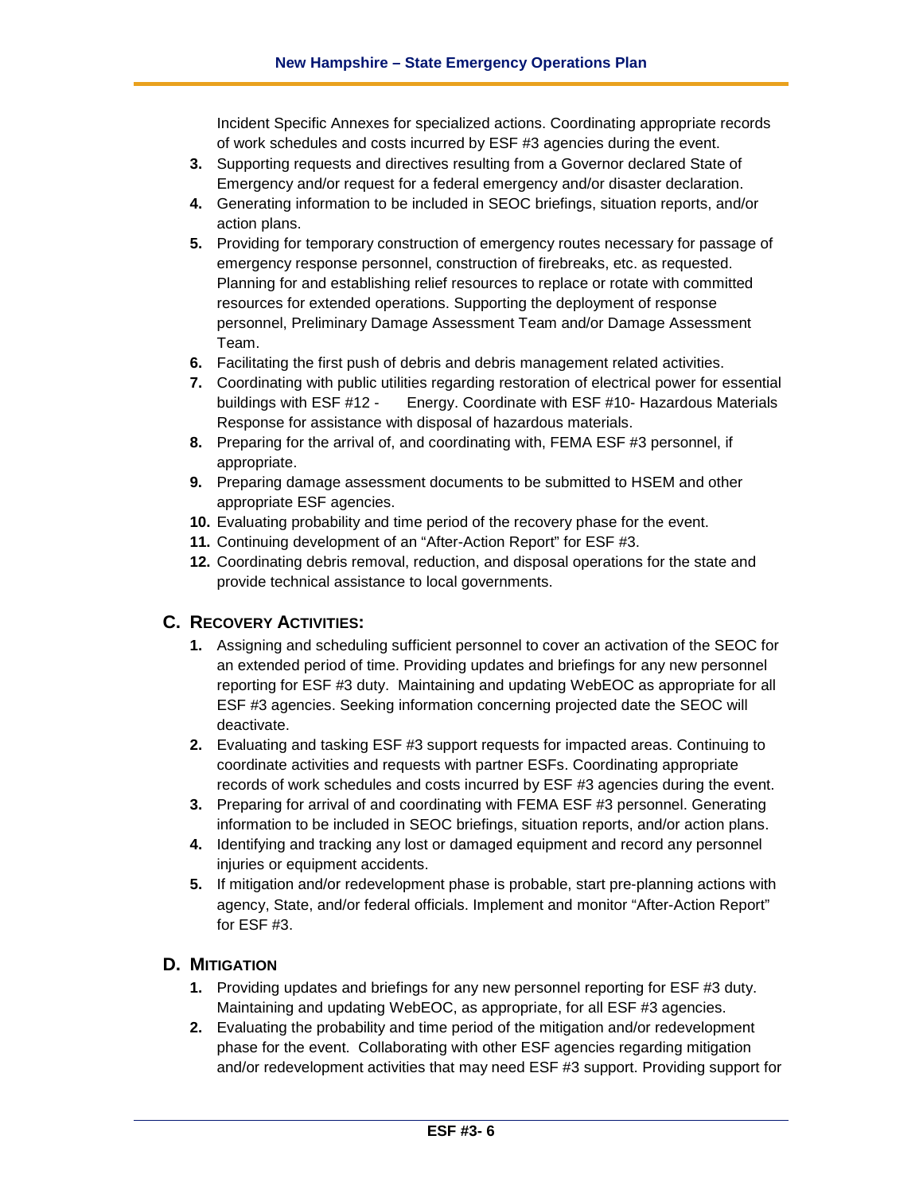Incident Specific Annexes for specialized actions. Coordinating appropriate records of work schedules and costs incurred by ESF #3 agencies during the event.

3. Supporting requests and directives resulting from a Governor declared State of Emergency and/or request for a federal emergency and/or disaster declaration.
4. Generating information to be included in SEOC briefings, situation reports, and/or action plans.
5. Providing for temporary construction of emergency routes necessary for passage of emergency response personnel, construction of firebreaks, etc. as requested. Planning for and establishing relief resources to replace or rotate with committed resources for extended operations. Supporting the deployment of response personnel, Preliminary Damage Assessment Team and/or Damage Assessment Team.
6. Facilitating the first push of debris and debris management related activities.
7. Coordinating with public utilities regarding restoration of electrical power for essential buildings with ESF #12 - Energy. Coordinate with ESF #10- Hazardous Materials Response for assistance with disposal of hazardous materials.
8. Preparing for the arrival of, and coordinating with, FEMA ESF #3 personnel, if appropriate.
9. Preparing damage assessment documents to be submitted to HSEM and other appropriate ESF agencies.
10. Evaluating probability and time period of the recovery phase for the event.
11. Continuing development of an "After-Action Report" for ESF #3.
12. Coordinating debris removal, reduction, and disposal operations for the state and provide technical assistance to local governments.

## C. Recovery Activities:

1. Assigning and scheduling sufficient personnel to cover an activation of the SEOC for an extended period of time. Providing updates and briefings for any new personnel reporting for ESF #3 duty. Maintaining and updating WebEOC as appropriate for all ESF #3 agencies. Seeking information concerning projected date the SEOC will deactivate.
2. Evaluating and tasking ESF #3 support requests for impacted areas. Continuing to coordinate activities and requests with partner ESFs. Coordinating appropriate records of work schedules and costs incurred by ESF #3 agencies during the event.
3. Preparing for arrival of and coordinating with FEMA ESF #3 personnel. Generating information to be included in SEOC briefings, situation reports, and/or action plans.
4. Identifying and tracking any lost or damaged equipment and record any personnel injuries or equipment accidents.
5. If mitigation and/or redevelopment phase is probable, start pre-planning actions with agency, State, and/or federal officials. Implement and monitor "After-Action Report" for ESF #3.

## D. Mitigation

1. Providing updates and briefings for any new personnel reporting for ESF #3 duty. Maintaining and updating WebEOC, as appropriate, for all ESF #3 agencies.
2. Evaluating the probability and time period of the mitigation and/or redevelopment phase for the event. Collaborating with other ESF agencies regarding mitigation and/or redevelopment activities that may need ESF #3 support. Providing support for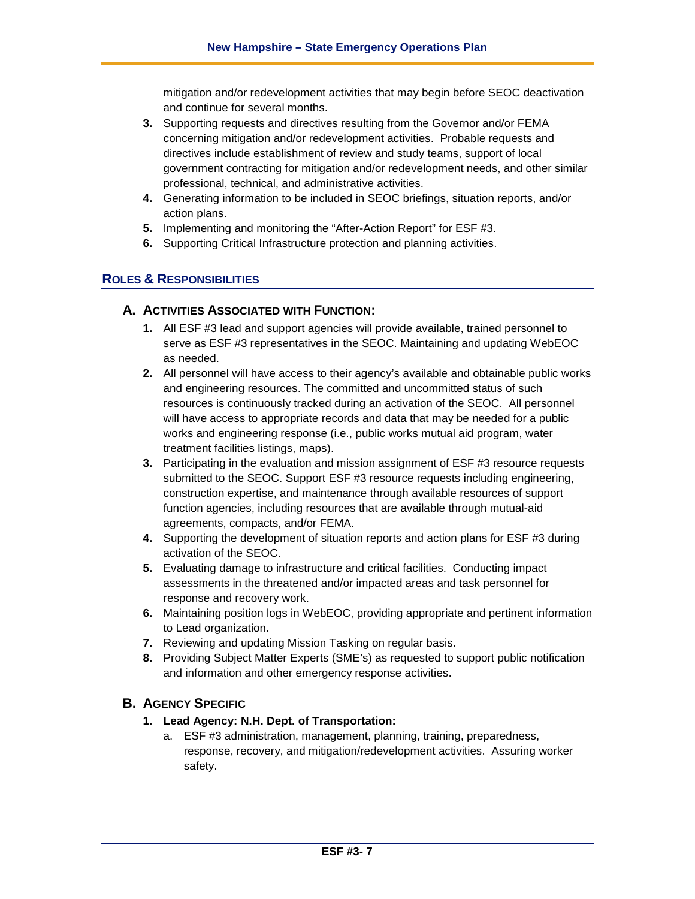mitigation and/or redevelopment activities that may begin before SEOC deactivation and continue for several months.

3. Supporting requests and directives resulting from the Governor and/or FEMA concerning mitigation and/or redevelopment activities. Probable requests and directives include establishment of review and study teams, support of local government contracting for mitigation and/or redevelopment needs, and other similar professional, technical, and administrative activities.
4. Generating information to be included in SEOC briefings, situation reports, and/or action plans.
5. Implementing and monitoring the "After-Action Report" for ESF #3.
6. Supporting Critical Infrastructure protection and planning activities.

## ROLES & RESPONSIBILITIES

### A. ACTIVITIES ASSOCIATED WITH FUNCTION:

1. All ESF #3 lead and support agencies will provide available, trained personnel to serve as ESF #3 representatives in the SEOC. Maintaining and updating WebEOC as needed.
2. All personnel will have access to their agency's available and obtainable public works and engineering resources. The committed and uncommitted status of such resources is continuously tracked during an activation of the SEOC. All personnel will have access to appropriate records and data that may be needed for a public works and engineering response (i.e., public works mutual aid program, water treatment facilities listings, maps).
3. Participating in the evaluation and mission assignment of ESF #3 resource requests submitted to the SEOC. Support ESF #3 resource requests including engineering, construction expertise, and maintenance through available resources of support function agencies, including resources that are available through mutual-aid agreements, compacts, and/or FEMA.
4. Supporting the development of situation reports and action plans for ESF #3 during activation of the SEOC.
5. Evaluating damage to infrastructure and critical facilities. Conducting impact assessments in the threatened and/or impacted areas and task personnel for response and recovery work.
6. Maintaining position logs in WebEOC, providing appropriate and pertinent information to Lead organization.
7. Reviewing and updating Mission Tasking on regular basis.
8. Providing Subject Matter Experts (SME's) as requested to support public notification and information and other emergency response activities.

### B. AGENCY SPECIFIC

1. **Lead Agency: N.H. Dept. of Transportation:**
   a. ESF #3 administration, management, planning, training, preparedness, response, recovery, and mitigation/redevelopment activities. Assuring worker safety.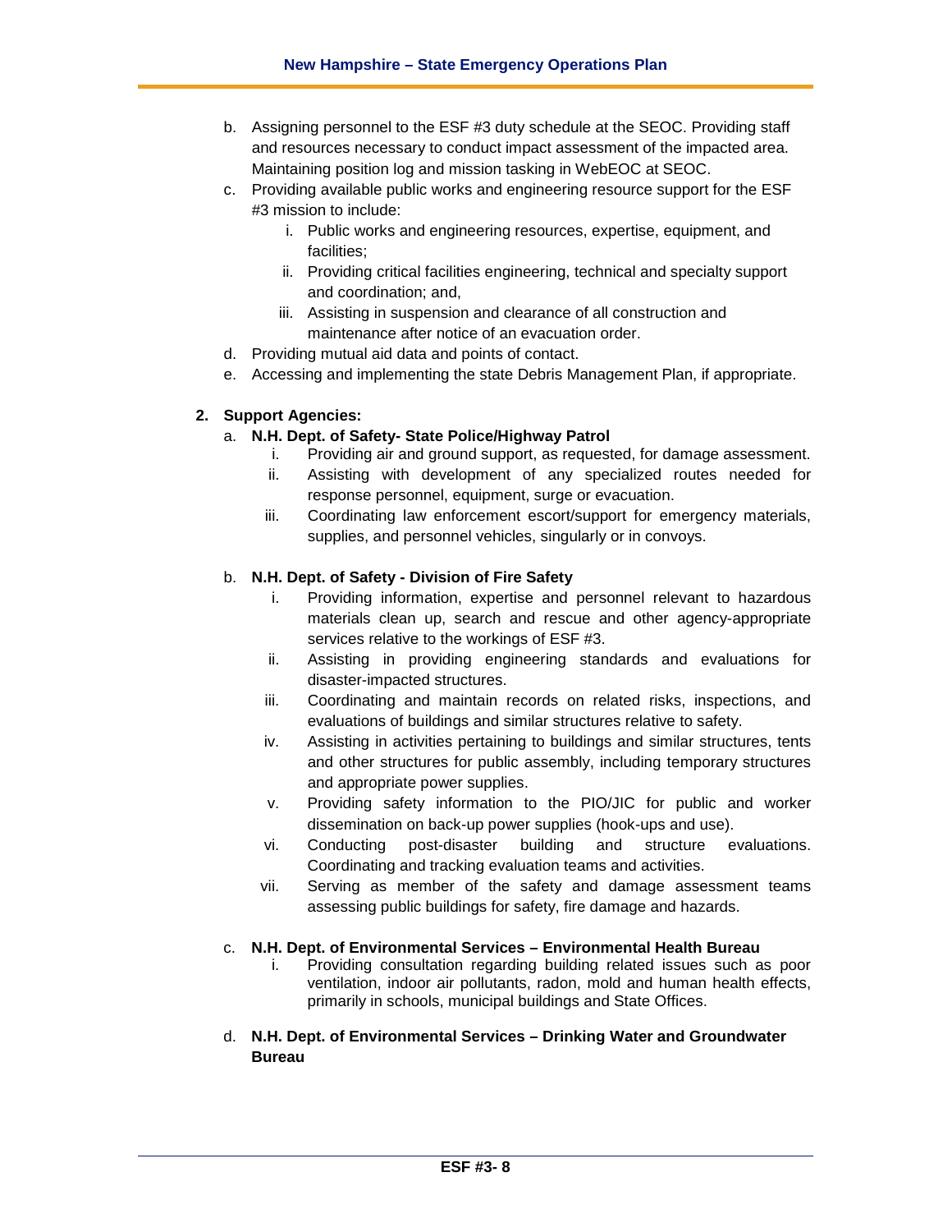b. Assigning personnel to the ESF #3 duty schedule at the SEOC. Providing staff and resources necessary to conduct impact assessment of the impacted area. Maintaining position log and mission tasking in WebEOC at SEOC.
c. Providing available public works and engineering resource support for the ESF #3 mission to include:
    i. Public works and engineering resources, expertise, equipment, and facilities;
    ii. Providing critical facilities engineering, technical and specialty support and coordination; and,
    iii. Assisting in suspension and clearance of all construction and maintenance after notice of an evacuation order.
d. Providing mutual aid data and points of contact.
e. Accessing and implementing the state Debris Management Plan, if appropriate.

**2. Support Agencies:**

a. **N.H. Dept. of Safety- State Police/Highway Patrol**
    i. Providing air and ground support, as requested, for damage assessment.
    ii. Assisting with development of any specialized routes needed for response personnel, equipment, surge or evacuation.
    iii. Coordinating law enforcement escort/support for emergency materials, supplies, and personnel vehicles, singularly or in convoys.

b. **N.H. Dept. of Safety - Division of Fire Safety**
    i. Providing information, expertise and personnel relevant to hazardous materials clean up, search and rescue and other agency-appropriate services relative to the workings of ESF #3.
    ii. Assisting in providing engineering standards and evaluations for disaster-impacted structures.
    iii. Coordinating and maintain records on related risks, inspections, and evaluations of buildings and similar structures relative to safety.
    iv. Assisting in activities pertaining to buildings and similar structures, tents and other structures for public assembly, including temporary structures and appropriate power supplies.
    v. Providing safety information to the PIO/JIC for public and worker dissemination on back-up power supplies (hook-ups and use).
    vi. Conducting post-disaster building and structure evaluations. Coordinating and tracking evaluation teams and activities.
    vii. Serving as member of the safety and damage assessment teams assessing public buildings for safety, fire damage and hazards.

c. **N.H. Dept. of Environmental Services – Environmental Health Bureau**
    i. Providing consultation regarding building related issues such as poor ventilation, indoor air pollutants, radon, mold and human health effects, primarily in schools, municipal buildings and State Offices.

d. **N.H. Dept. of Environmental Services – Drinking Water and Groundwater Bureau**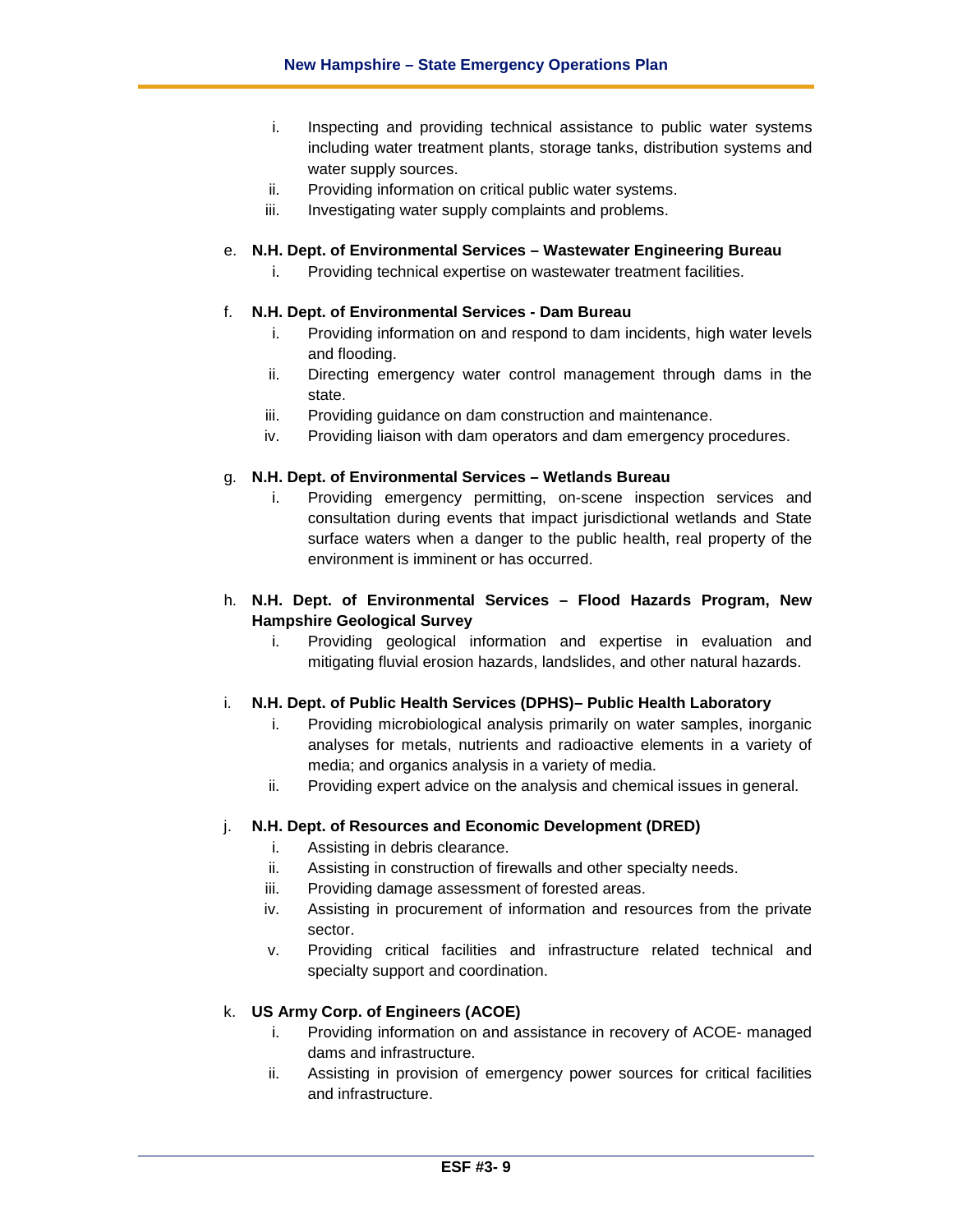i. Inspecting and providing technical assistance to public water systems including water treatment plants, storage tanks, distribution systems and water supply sources.
   ii. Providing information on critical public water systems.
   iii. Investigating water supply complaints and problems.

e. **N.H. Dept. of Environmental Services – Wastewater Engineering Bureau**
   i. Providing technical expertise on wastewater treatment facilities.

f. **N.H. Dept. of Environmental Services - Dam Bureau**
   i. Providing information on and respond to dam incidents, high water levels and flooding.
   ii. Directing emergency water control management through dams in the state.
   iii. Providing guidance on dam construction and maintenance.
   iv. Providing liaison with dam operators and dam emergency procedures.

g. **N.H. Dept. of Environmental Services – Wetlands Bureau**
   i. Providing emergency permitting, on-scene inspection services and consultation during events that impact jurisdictional wetlands and State surface waters when a danger to the public health, real property of the environment is imminent or has occurred.

h. **N.H. Dept. of Environmental Services – Flood Hazards Program, New Hampshire Geological Survey**
   i. Providing geological information and expertise in evaluation and mitigating fluvial erosion hazards, landslides, and other natural hazards.

i. **N.H. Dept. of Public Health Services (DPHS)– Public Health Laboratory**
   i. Providing microbiological analysis primarily on water samples, inorganic analyses for metals, nutrients and radioactive elements in a variety of media; and organics analysis in a variety of media.
   ii. Providing expert advice on the analysis and chemical issues in general.

j. **N.H. Dept. of Resources and Economic Development (DRED)**
   i. Assisting in debris clearance.
   ii. Assisting in construction of firewalls and other specialty needs.
   iii. Providing damage assessment of forested areas.
   iv. Assisting in procurement of information and resources from the private sector.
   v. Providing critical facilities and infrastructure related technical and specialty support and coordination.

k. **US Army Corp. of Engineers (ACOE)**
   i. Providing information on and assistance in recovery of ACOE- managed dams and infrastructure.
   ii. Assisting in provision of emergency power sources for critical facilities and infrastructure.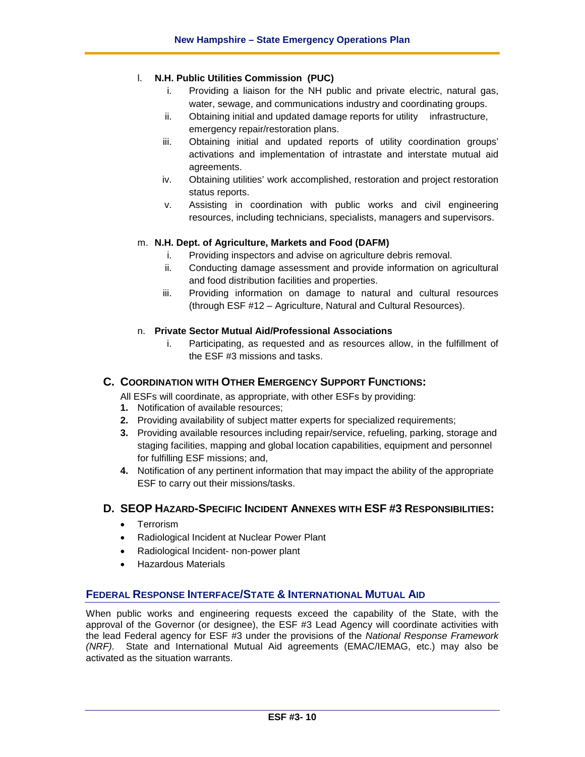l. **N.H. Public Utilities Commission (PUC)**

   i. Providing a liaison for the NH public and private electric, natural gas, water, sewage, and communications industry and coordinating groups.

   ii. Obtaining initial and updated damage reports for utility infrastructure, emergency repair/restoration plans.

   iii. Obtaining initial and updated reports of utility coordination groups' activations and implementation of intrastate and interstate mutual aid agreements.

   iv. Obtaining utilities' work accomplished, restoration and project restoration status reports.

   v. Assisting in coordination with public works and civil engineering resources, including technicians, specialists, managers and supervisors.

m. **N.H. Dept. of Agriculture, Markets and Food (DAFM)**

   i. Providing inspectors and advise on agriculture debris removal.

   ii. Conducting damage assessment and provide information on agricultural and food distribution facilities and properties.

   iii. Providing information on damage to natural and cultural resources (through ESF #12 – Agriculture, Natural and Cultural Resources).

n. **Private Sector Mutual Aid/Professional Associations**

   i. Participating, as requested and as resources allow, in the fulfillment of the ESF #3 missions and tasks.

## C. Coordination with Other Emergency Support Functions:

All ESFs will coordinate, as appropriate, with other ESFs by providing:

**1.** Notification of available resources;

**2.** Providing availability of subject matter experts for specialized requirements;

**3.** Providing available resources including repair/service, refueling, parking, storage and staging facilities, mapping and global location capabilities, equipment and personnel for fulfilling ESF missions; and,

**4.** Notification of any pertinent information that may impact the ability of the appropriate ESF to carry out their missions/tasks.

## D. SEOP Hazard-Specific Incident Annexes with ESF #3 Responsibilities:

- Terrorism
- Radiological Incident at Nuclear Power Plant
- Radiological Incident- non-power plant
- Hazardous Materials

## Federal Response Interface/State & International Mutual Aid

When public works and engineering requests exceed the capability of the State, with the approval of the Governor (or designee), the ESF #3 Lead Agency will coordinate activities with the lead Federal agency for ESF #3 under the provisions of the *National Response Framework (NRF).* State and International Mutual Aid agreements (EMAC/IEMAG, etc.) may also be activated as the situation warrants.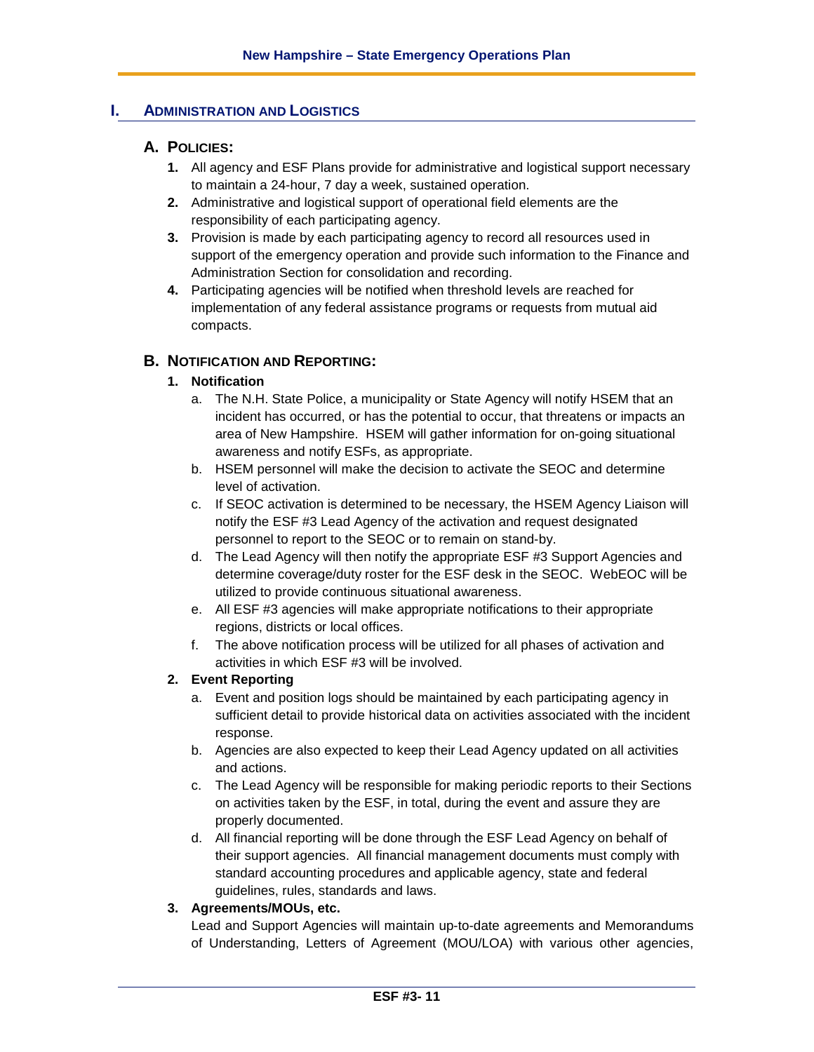## I. ADMINISTRATION AND LOGISTICS

### A. POLICIES:

1. All agency and ESF Plans provide for administrative and logistical support necessary to maintain a 24-hour, 7 day a week, sustained operation.
2. Administrative and logistical support of operational field elements are the responsibility of each participating agency.
3. Provision is made by each participating agency to record all resources used in support of the emergency operation and provide such information to the Finance and Administration Section for consolidation and recording.
4. Participating agencies will be notified when threshold levels are reached for implementation of any federal assistance programs or requests from mutual aid compacts.

### B. NOTIFICATION AND REPORTING:

1. **Notification**
   a. The N.H. State Police, a municipality or State Agency will notify HSEM that an incident has occurred, or has the potential to occur, that threatens or impacts an area of New Hampshire. HSEM will gather information for on-going situational awareness and notify ESFs, as appropriate.
   b. HSEM personnel will make the decision to activate the SEOC and determine level of activation.
   c. If SEOC activation is determined to be necessary, the HSEM Agency Liaison will notify the ESF #3 Lead Agency of the activation and request designated personnel to report to the SEOC or to remain on stand-by.
   d. The Lead Agency will then notify the appropriate ESF #3 Support Agencies and determine coverage/duty roster for the ESF desk in the SEOC. WebEOC will be utilized to provide continuous situational awareness.
   e. All ESF #3 agencies will make appropriate notifications to their appropriate regions, districts or local offices.
   f. The above notification process will be utilized for all phases of activation and activities in which ESF #3 will be involved.

2. **Event Reporting**
   a. Event and position logs should be maintained by each participating agency in sufficient detail to provide historical data on activities associated with the incident response.
   b. Agencies are also expected to keep their Lead Agency updated on all activities and actions.
   c. The Lead Agency will be responsible for making periodic reports to their Sections on activities taken by the ESF, in total, during the event and assure they are properly documented.
   d. All financial reporting will be done through the ESF Lead Agency on behalf of their support agencies. All financial management documents must comply with standard accounting procedures and applicable agency, state and federal guidelines, rules, standards and laws.

3. **Agreements/MOUs, etc.**
   Lead and Support Agencies will maintain up-to-date agreements and Memorandums of Understanding, Letters of Agreement (MOU/LOA) with various other agencies,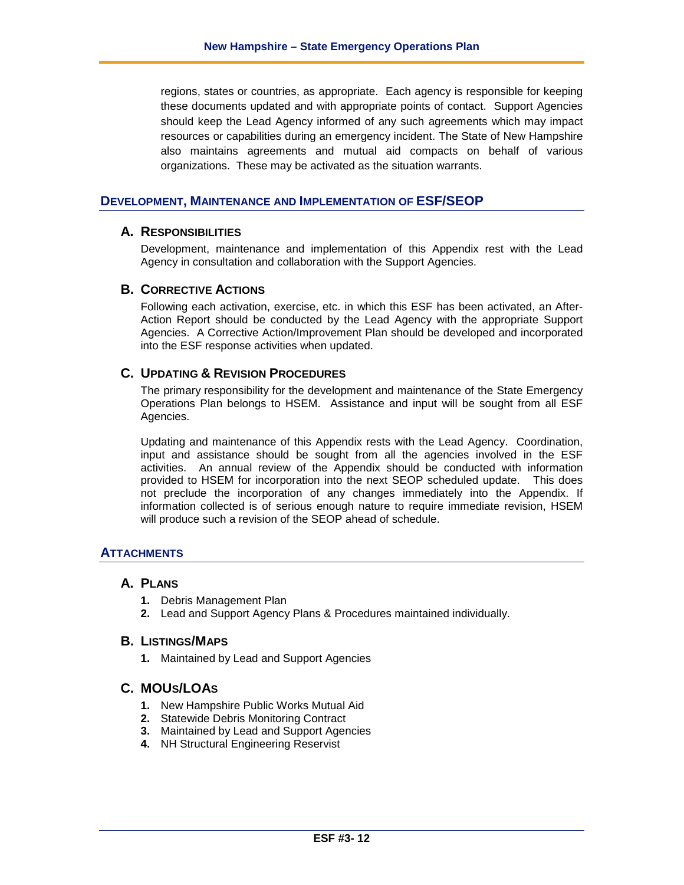regions, states or countries, as appropriate. Each agency is responsible for keeping these documents updated and with appropriate points of contact. Support Agencies should keep the Lead Agency informed of any such agreements which may impact resources or capabilities during an emergency incident. The State of New Hampshire also maintains agreements and mutual aid compacts on behalf of various organizations. These may be activated as the situation warrants.

## DEVELOPMENT, MAINTENANCE AND IMPLEMENTATION OF ESF/SEOP

### A. RESPONSIBILITIES

Development, maintenance and implementation of this Appendix rest with the Lead Agency in consultation and collaboration with the Support Agencies.

### B. CORRECTIVE ACTIONS

Following each activation, exercise, etc. in which this ESF has been activated, an After-Action Report should be conducted by the Lead Agency with the appropriate Support Agencies. A Corrective Action/Improvement Plan should be developed and incorporated into the ESF response activities when updated.

### C. UPDATING & REVISION PROCEDURES

The primary responsibility for the development and maintenance of the State Emergency Operations Plan belongs to HSEM. Assistance and input will be sought from all ESF Agencies.

Updating and maintenance of this Appendix rests with the Lead Agency. Coordination, input and assistance should be sought from all the agencies involved in the ESF activities. An annual review of the Appendix should be conducted with information provided to HSEM for incorporation into the next SEOP scheduled update. This does not preclude the incorporation of any changes immediately into the Appendix. If information collected is of serious enough nature to require immediate revision, HSEM will produce such a revision of the SEOP ahead of schedule.

## ATTACHMENTS

### A. PLANS

1. Debris Management Plan
2. Lead and Support Agency Plans & Procedures maintained individually.

### B. LISTINGS/MAPS

1. Maintained by Lead and Support Agencies

### C. MOUS/LOAS

1. New Hampshire Public Works Mutual Aid
2. Statewide Debris Monitoring Contract
3. Maintained by Lead and Support Agencies
4. NH Structural Engineering Reservist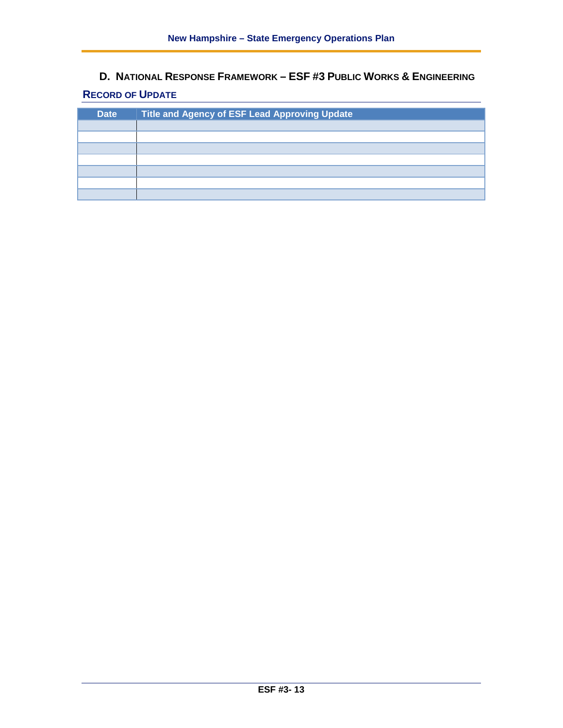## D. National Response Framework – ESF #3 Public Works & Engineering

### Record of Update

| Date | Title and Agency of ESF Lead Approving Update |
| --- | --- |
| | |
| | |
| | |
| | |
| | |
| | |
| | |